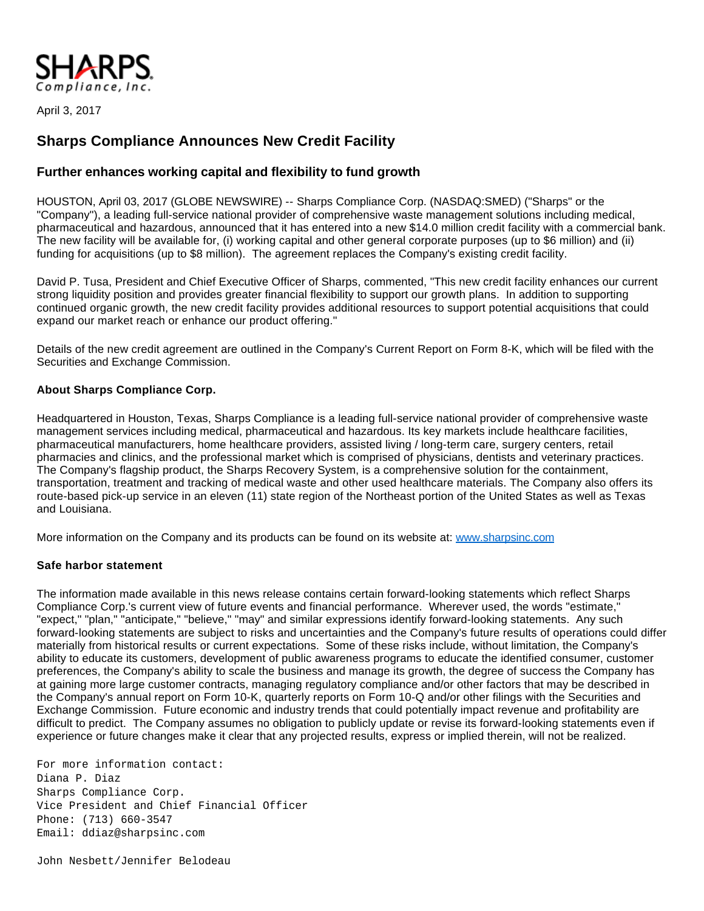SHARPS
Compliance, Inc.

April 3, 2017

# Sharps Compliance Announces New Credit Facility

## Further enhances working capital and flexibility to fund growth

HOUSTON, April 03, 2017 (GLOBE NEWSWIRE) -- Sharps Compliance Corp. (NASDAQ:SMED) ("Sharps" or the "Company"), a leading full-service national provider of comprehensive waste management solutions including medical, pharmaceutical and hazardous, announced that it has entered into a new $14.0 million credit facility with a commercial bank. The new facility will be available for, (i) working capital and other general corporate purposes (up to $6 million) and (ii) funding for acquisitions (up to $8 million). The agreement replaces the Company's existing credit facility.

David P. Tusa, President and Chief Executive Officer of Sharps, commented, "This new credit facility enhances our current strong liquidity position and provides greater financial flexibility to support our growth plans. In addition to supporting continued organic growth, the new credit facility provides additional resources to support potential acquisitions that could expand our market reach or enhance our product offering."

Details of the new credit agreement are outlined in the Company's Current Report on Form 8-K, which will be filed with the Securities and Exchange Commission.

**About Sharps Compliance Corp.**

Headquartered in Houston, Texas, Sharps Compliance is a leading full-service national provider of comprehensive waste management services including medical, pharmaceutical and hazardous. Its key markets include healthcare facilities, pharmaceutical manufacturers, home healthcare providers, assisted living / long-term care, surgery centers, retail pharmacies and clinics, and the professional market which is comprised of physicians, dentists and veterinary practices. The Company's flagship product, the Sharps Recovery System, is a comprehensive solution for the containment, transportation, treatment and tracking of medical waste and other used healthcare materials. The Company also offers its route-based pick-up service in an eleven (11) state region of the Northeast portion of the United States as well as Texas and Louisiana.

More information on the Company and its products can be found on its website at: [www.sharpsinc.com](www.sharpsinc.com)

**Safe harbor statement**

The information made available in this news release contains certain forward-looking statements which reflect Sharps Compliance Corp.'s current view of future events and financial performance. Wherever used, the words "estimate," "expect," "plan," "anticipate," "believe," "may" and similar expressions identify forward-looking statements. Any such forward-looking statements are subject to risks and uncertainties and the Company's future results of operations could differ materially from historical results or current expectations. Some of these risks include, without limitation, the Company's ability to educate its customers, development of public awareness programs to educate the identified consumer, customer preferences, the Company's ability to scale the business and manage its growth, the degree of success the Company has at gaining more large customer contracts, managing regulatory compliance and/or other factors that may be described in the Company's annual report on Form 10-K, quarterly reports on Form 10-Q and/or other filings with the Securities and Exchange Commission. Future economic and industry trends that could potentially impact revenue and profitability are difficult to predict. The Company assumes no obligation to publicly update or revise its forward-looking statements even if experience or future changes make it clear that any projected results, express or implied therein, will not be realized.

For more information contact:
Diana P. Diaz
Sharps Compliance Corp.
Vice President and Chief Financial Officer
Phone: (713) 660-3547
Email: ddiaz@sharpsinc.com

John Nesbett/Jennifer Belodeau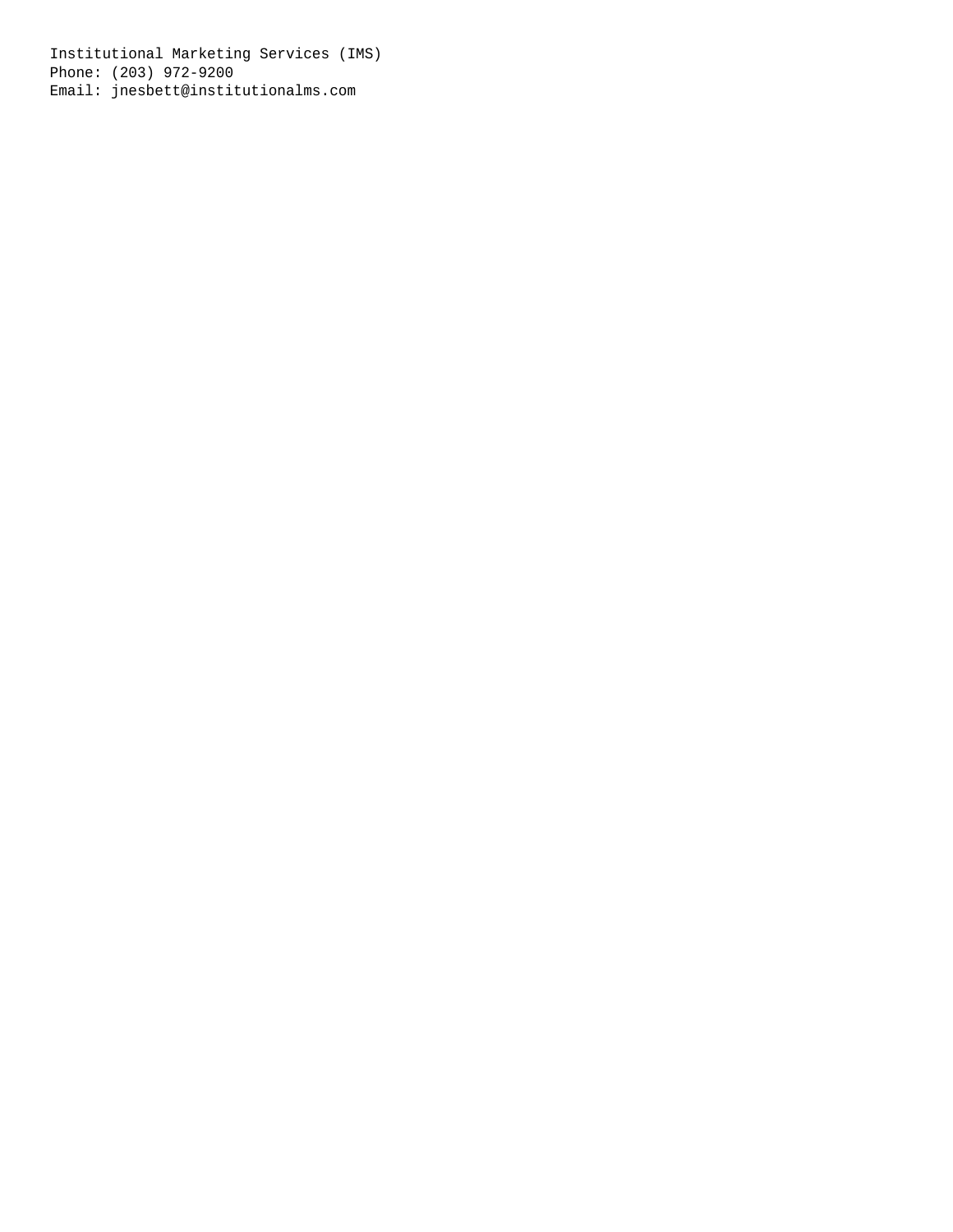Institutional Marketing Services (IMS)
Phone: (203) 972-9200
Email: jnesbett@institutionalms.com